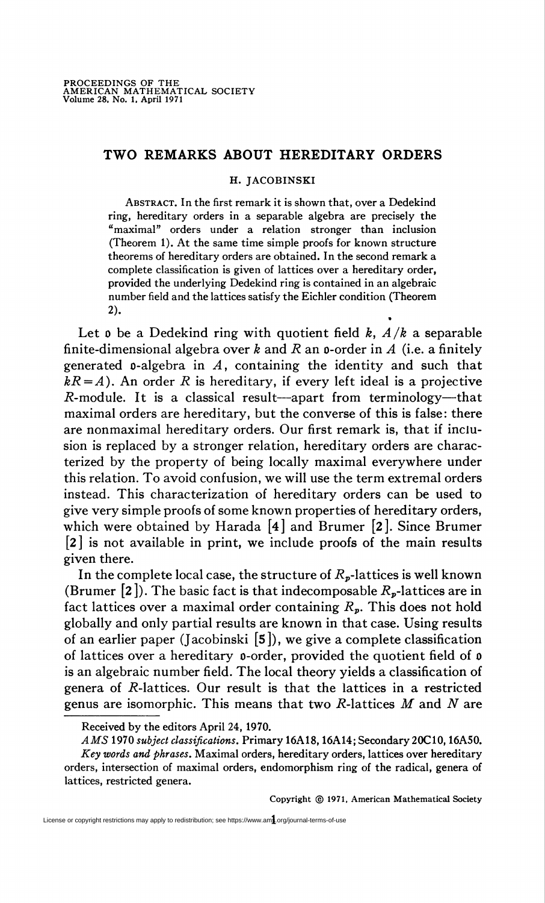# TWO REMARKS ABOUT HEREDITARY ORDERS

H. JACOBINSKI

ABSTRACT. In the first remark it is shown that, over a Dedekind ring, hereditary orders in a separable algebra are precisely the "maximal" orders under a relation stronger than inclusion (Theorem 1). At the same time simple proofs for known structure theorems of hereditary orders are obtained. In the second remark a complete classification is given of lattices over a hereditary order, provided the underlying Dedekind ring is contained in an algebraic number field and the lattices satisfy the Eichler condition (Theorem 2).

Let $\mathfrak{o}$ be a Dedekind ring with quotient field $k$, $A/k$ a separable finite-dimensional algebra over $k$ and $R$ an $\mathfrak{o}$-order in $A$ (i.e. a finitely generated $\mathfrak{o}$-algebra in $A$, containing the identity and such that $kR=A$). An order $R$ is hereditary, if every left ideal is a projective $R$-module. It is a classical result—apart from terminology—that maximal orders are hereditary, but the converse of this is false: there are nonmaximal hereditary orders. Our first remark is, that if inclusion is replaced by a stronger relation, hereditary orders are characterized by the property of being locally maximal everywhere under this relation. To avoid confusion, we will use the term extremal orders instead. This characterization of hereditary orders can be used to give very simple proofs of some known properties of hereditary orders, which were obtained by Harada [4] and Brumer [2]. Since Brumer [2] is not available in print, we include proofs of the main results given there.

In the complete local case, the structure of $R_{\mathfrak{p}}$-lattices is well known (Brumer [2]). The basic fact is that indecomposable $R_{\mathfrak{p}}$-lattices are in fact lattices over a maximal order containing $R_{\mathfrak{p}}$. This does not hold globally and only partial results are known in that case. Using results of an earlier paper (Jacobinski [5]), we give a complete classification of lattices over a hereditary $\mathfrak{o}$-order, provided the quotient field of $\mathfrak{o}$ is an algebraic number field. The local theory yields a classification of genera of $R$-lattices. Our result is that the lattices in a restricted genus are isomorphic. This means that two $R$-lattices $M$ and $N$ are

Received by the editors April 24, 1970.

*AMS* 1970 *subject classifications*. Primary 16A18, 16A14; Secondary 20C10, 16A50.

*Key words and phrases*. Maximal orders, hereditary orders, lattices over hereditary orders, intersection of maximal orders, endomorphism ring of the radical, genera of lattices, restricted genera.

Copyright © 1971, American Mathematical Society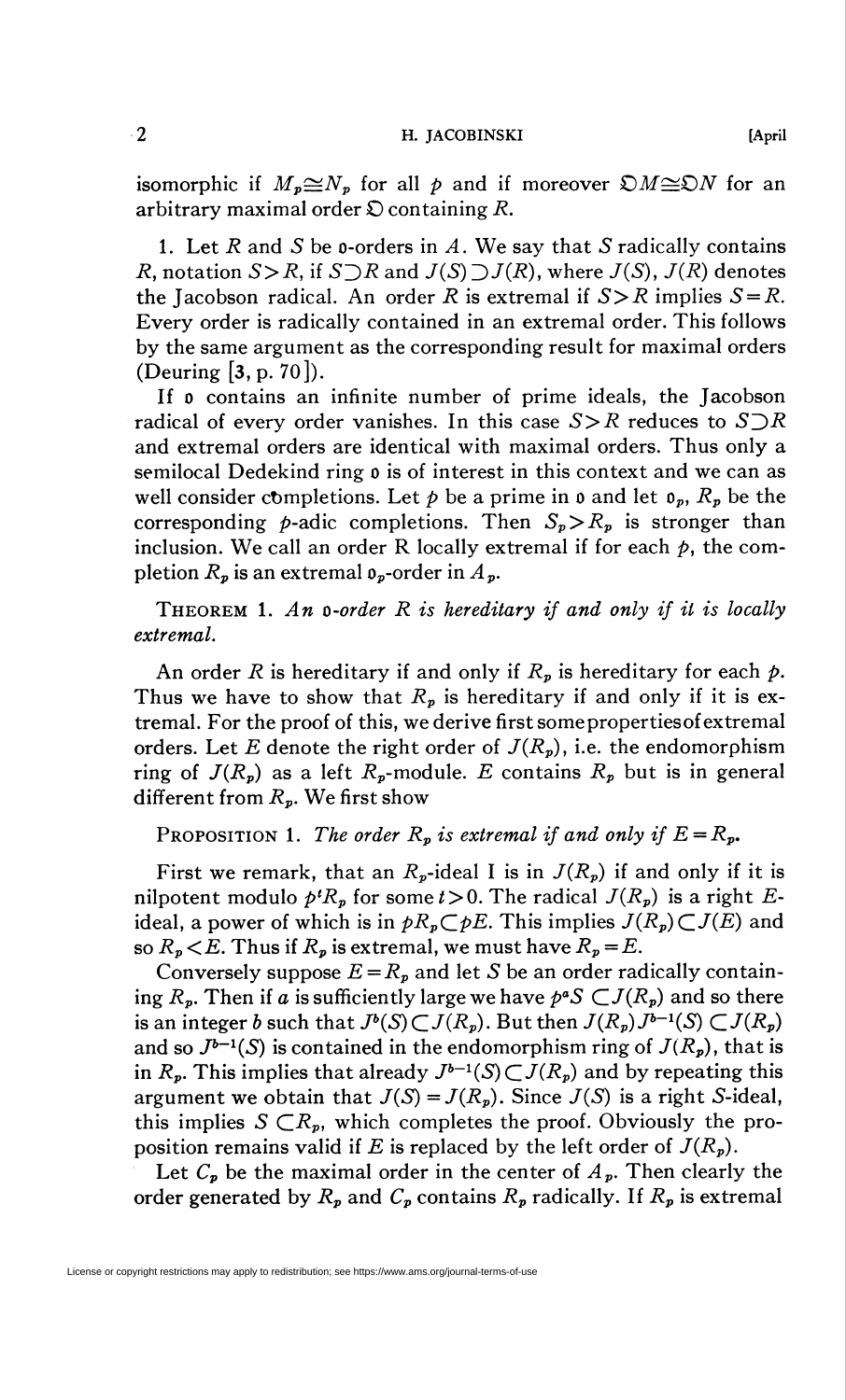isomorphic if $M_p \cong N_p$ for all $p$ and if moreover $\mathfrak{O}M \cong \mathfrak{O}N$ for an arbitrary maximal order $\mathfrak{O}$ containing $R$.

1. Let $R$ and $S$ be $\mathfrak{o}$-orders in $A$. We say that $S$ radically contains $R$, notation $S > R$, if $S \supset R$ and $J(S) \supset J(R)$, where $J(S)$, $J(R)$ denotes the Jacobson radical. An order $R$ is extremal if $S > R$ implies $S = R$. Every order is radically contained in an extremal order. This follows by the same argument as the corresponding result for maximal orders (Deuring [3, p. 70]).

If $\mathfrak{o}$ contains an infinite number of prime ideals, the Jacobson radical of every order vanishes. In this case $S > R$ reduces to $S \supset R$ and extremal orders are identical with maximal orders. Thus only a semilocal Dedekind ring $\mathfrak{o}$ is of interest in this context and we can as well consider completions. Let $p$ be a prime in $\mathfrak{o}$ and let $\mathfrak{o}_p$, $R_p$ be the corresponding $p$-adic completions. Then $S_p > R_p$ is stronger than inclusion. We call an order R locally extremal if for each $p$, the completion $R_p$ is an extremal $\mathfrak{o}_p$-order in $A_p$.

**Theorem 1.** *An $\mathfrak{o}$-order $R$ is hereditary if and only if it is locally extremal.*

An order $R$ is hereditary if and only if $R_p$ is hereditary for each $p$. Thus we have to show that $R_p$ is hereditary if and only if it is extremal. For the proof of this, we derive first some properties of extremal orders. Let $E$ denote the right order of $J(R_p)$, i.e. the endomorphism ring of $J(R_p)$ as a left $R_p$-module. $E$ contains $R_p$ but is in general different from $R_p$. We first show

**Proposition 1.** *The order $R_p$ is extremal if and only if $E = R_p$.*

First we remark, that an $R_p$-ideal I is in $J(R_p)$ if and only if it is nilpotent modulo $p^t R_p$ for some $t > 0$. The radical $J(R_p)$ is a right $E$-ideal, a power of which is in $pR_p \subset pE$. This implies $J(R_p) \subset J(E)$ and so $R_p < E$. Thus if $R_p$ is extremal, we must have $R_p = E$.

Conversely suppose $E = R_p$ and let $S$ be an order radically containing $R_p$. Then if $a$ is sufficiently large we have $p^a S \subset J(R_p)$ and so there is an integer $b$ such that $J^b(S) \subset J(R_p)$. But then $J(R_p) J^{b-1}(S) \subset J(R_p)$ and so $J^{b-1}(S)$ is contained in the endomorphism ring of $J(R_p)$, that is in $R_p$. This implies that already $J^{b-1}(S) \subset J(R_p)$ and by repeating this argument we obtain that $J(S) = J(R_p)$. Since $J(S)$ is a right $S$-ideal, this implies $S \subset R_p$, which completes the proof. Obviously the proposition remains valid if $E$ is replaced by the left order of $J(R_p)$.

Let $C_p$ be the maximal order in the center of $A_p$. Then clearly the order generated by $R_p$ and $C_p$ contains $R_p$ radically. If $R_p$ is extremal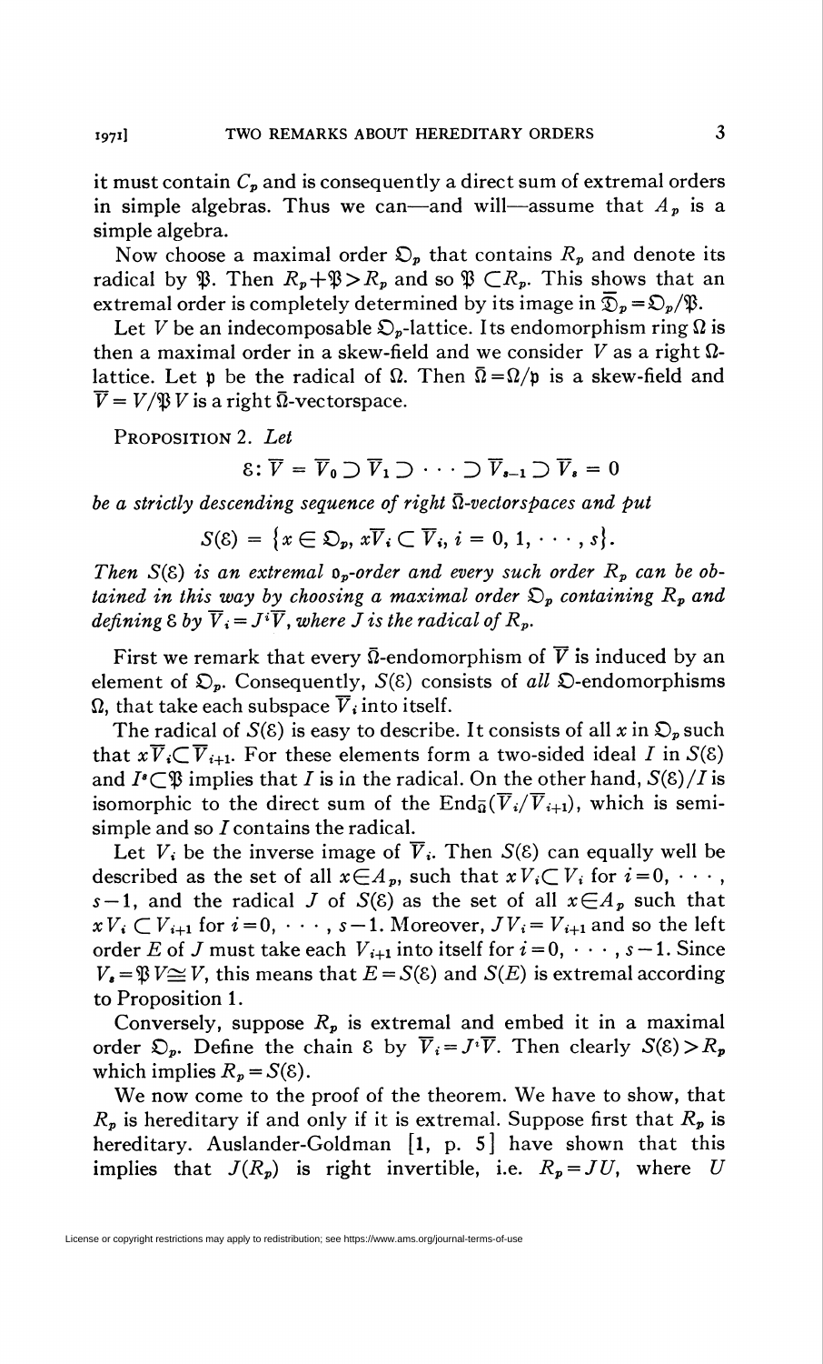it must contain $C_p$ and is consequently a direct sum of extremal orders in simple algebras. Thus we can—and will—assume that $A_p$ is a simple algebra.

Now choose a maximal order $\mathfrak{O}_p$ that contains $R_p$ and denote its radical by $\mathfrak{P}$. Then $R_p + \mathfrak{P} > R_p$ and so $\mathfrak{P} \subset R_p$. This shows that an extremal order is completely determined by its image in $\overline{\mathfrak{O}}_p = \mathfrak{O}_p/\mathfrak{P}$.

Let $V$ be an indecomposable $\mathfrak{O}_p$-lattice. Its endomorphism ring $\Omega$ is then a maximal order in a skew-field and we consider $V$ as a right $\Omega$-lattice. Let $\mathfrak{p}$ be the radical of $\Omega$. Then $\overline{\Omega} = \Omega/\mathfrak{p}$ is a skew-field and $\overline{V} = V/\mathfrak{P}V$ is a right $\overline{\Omega}$-vectorspace.

PROPOSITION 2. *Let*

$$\mathcal{E}: \overline{V} = \overline{V}_0 \supset \overline{V}_1 \supset \cdots \supset \overline{V}_{s-1} \supset \overline{V}_s = 0$$

*be a strictly descending sequence of right $\overline{\Omega}$-vectorspaces and put*

$$S(\mathcal{E}) = \{x \in \mathfrak{O}_p, x\overline{V}_i \subset \overline{V}_i, i = 0, 1, \cdots, s\}.$$

*Then $S(\mathcal{E})$ is an extremal $\mathfrak{o}_p$-order and every such order $R_p$ can be obtained in this way by choosing a maximal order $\mathfrak{O}_p$ containing $R_p$ and defining $\mathcal{E}$ by $\overline{V}_i = J^i\overline{V}$, where $J$ is the radical of $R_p$.*

First we remark that every $\overline{\Omega}$-endomorphism of $\overline{V}$ is induced by an element of $\mathfrak{O}_p$. Consequently, $S(\mathcal{E})$ consists of *all* $\mathfrak{O}$-endomorphisms $\Omega$, that take each subspace $\overline{V}_i$ into itself.

The radical of $S(\mathcal{E})$ is easy to describe. It consists of all $x$ in $\mathfrak{O}_p$ such that $x\overline{V}_i \subset \overline{V}_{i+1}$. For these elements form a two-sided ideal $I$ in $S(\mathcal{E})$ and $I^s \subset \mathfrak{P}$ implies that $I$ is in the radical. On the other hand, $S(\mathcal{E})/I$ is isomorphic to the direct sum of the $\mathrm{End}_{\overline{\Omega}}(\overline{V}_i/\overline{V}_{i+1})$, which is semisimple and so $I$ contains the radical.

Let $V_i$ be the inverse image of $\overline{V}_i$. Then $S(\mathcal{E})$ can equally well be described as the set of all $x \in A_p$, such that $xV_i \subset V_i$ for $i = 0, \cdots, s-1$, and the radical $J$ of $S(\mathcal{E})$ as the set of all $x \in A_p$ such that $xV_i \subset V_{i+1}$ for $i = 0, \cdots, s-1$. Moreover, $JV_i = V_{i+1}$ and so the left order $E$ of $J$ must take each $V_{i+1}$ into itself for $i = 0, \cdots, s-1$. Since $V_s = \mathfrak{P}V \cong V$, this means that $E = S(\mathcal{E})$ and $S(E)$ is extremal according to Proposition 1.

Conversely, suppose $R_p$ is extremal and embed it in a maximal order $\mathfrak{O}_p$. Define the chain $\mathcal{E}$ by $\overline{V}_i = J^i\overline{V}$. Then clearly $S(\mathcal{E}) > R_p$ which implies $R_p = S(\mathcal{E})$.

We now come to the proof of the theorem. We have to show, that $R_p$ is hereditary if and only if it is extremal. Suppose first that $R_p$ is hereditary. Auslander-Goldman [1, p. 5] have shown that this implies that $J(R_p)$ is right invertible, i.e. $R_p = JU$, where $U$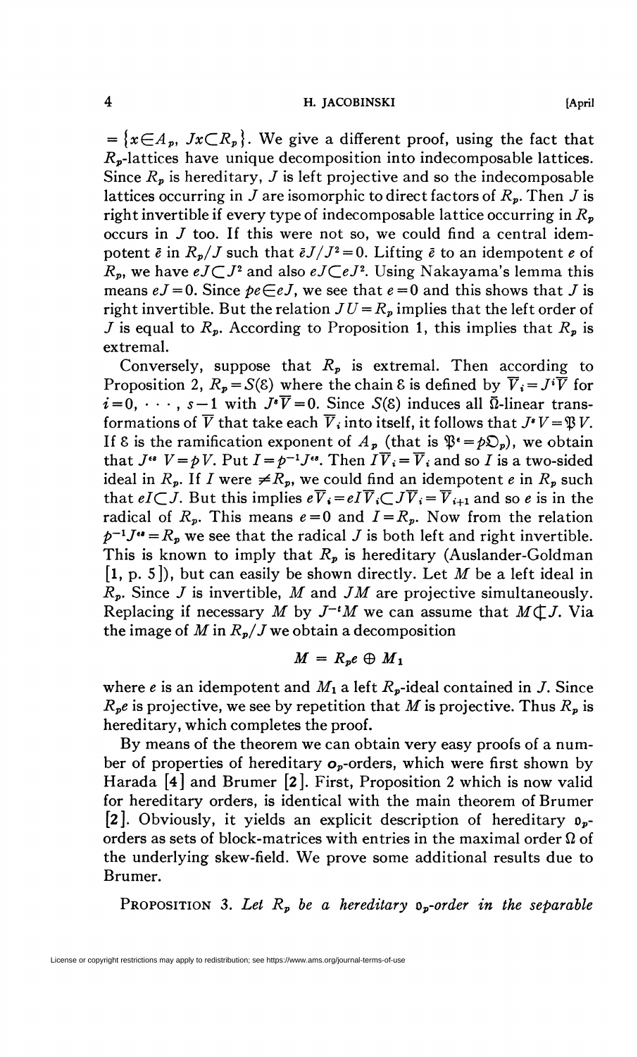$= \{x \in A_p,\ Jx \subset R_p\}$. We give a different proof, using the fact that $R_p$-lattices have unique decomposition into indecomposable lattices. Since $R_p$ is hereditary, $J$ is left projective and so the indecomposable lattices occurring in $J$ are isomorphic to direct factors of $R_p$. Then $J$ is right invertible if every type of indecomposable lattice occurring in $R_p$ occurs in $J$ too. If this were not so, we could find a central idempotent $\bar{e}$ in $R_p/J$ such that $\bar{e}J/J^2 = 0$. Lifting $\bar{e}$ to an idempotent $e$ of $R_p$, we have $eJ \subset J^2$ and also $eJ \subset eJ^2$. Using Nakayama's lemma this means $eJ = 0$. Since $pe \in eJ$, we see that $e = 0$ and this shows that $J$ is right invertible. But the relation $JU = R_p$ implies that the left order of $J$ is equal to $R_p$. According to Proposition 1, this implies that $R_p$ is extremal.

Conversely, suppose that $R_p$ is extremal. Then according to Proposition 2, $R_p = S(\mathcal{E})$ where the chain $\mathcal{E}$ is defined by $\overline{V}_i = J^i\overline{V}$ for $i = 0, \cdots, s-1$ with $J^s\overline{V} = 0$. Since $S(\mathcal{E})$ induces all $\bar{\Omega}$-linear transformations of $\overline{V}$ that take each $\overline{V}_i$ into itself, it follows that $J^sV = \mathfrak{P}V$. If $\epsilon$ is the ramification exponent of $A_p$ (that is $\mathfrak{P}^\epsilon = p\mathfrak{O}_p$), we obtain that $J^{\epsilon s}\ V = pV$. Put $I = p^{-1}J^{\epsilon s}$. Then $I\overline{V}_i = \overline{V}_i$ and so $I$ is a two-sided ideal in $R_p$. If $I$ were $\neq R_p$, we could find an idempotent $e$ in $R_p$ such that $eI \subset J$. But this implies $e\overline{V}_i = eI\overline{V}_i \subset J\overline{V}_i = \overline{V}_{i+1}$ and so $e$ is in the radical of $R_p$. This means $e = 0$ and $I = R_p$. Now from the relation $p^{-1}J^{\epsilon s} = R_p$ we see that the radical $J$ is both left and right invertible. This is known to imply that $R_p$ is hereditary (Auslander-Goldman [1, p. 5]), but can easily be shown directly. Let $M$ be a left ideal in $R_p$. Since $J$ is invertible, $M$ and $JM$ are projective simultaneously. Replacing if necessary $M$ by $J^{-t}M$ we can assume that $M \not\subset J$. Via the image of $M$ in $R_p/J$ we obtain a decomposition

$$M = R_pe \oplus M_1$$

where $e$ is an idempotent and $M_1$ a left $R_p$-ideal contained in $J$. Since $R_pe$ is projective, we see by repetition that $M$ is projective. Thus $R_p$ is hereditary, which completes the proof.

By means of the theorem we can obtain very easy proofs of a number of properties of hereditary $\mathfrak{o}_p$-orders, which were first shown by Harada [4] and Brumer [2]. First, Proposition 2 which is now valid for hereditary orders, is identical with the main theorem of Brumer [2]. Obviously, it yields an explicit description of hereditary $\mathfrak{o}_p$-orders as sets of block-matrices with entries in the maximal order $\Omega$ of the underlying skew-field. We prove some additional results due to Brumer.

PROPOSITION 3. *Let $R_p$ be a hereditary $\mathfrak{o}_p$-order in the separable*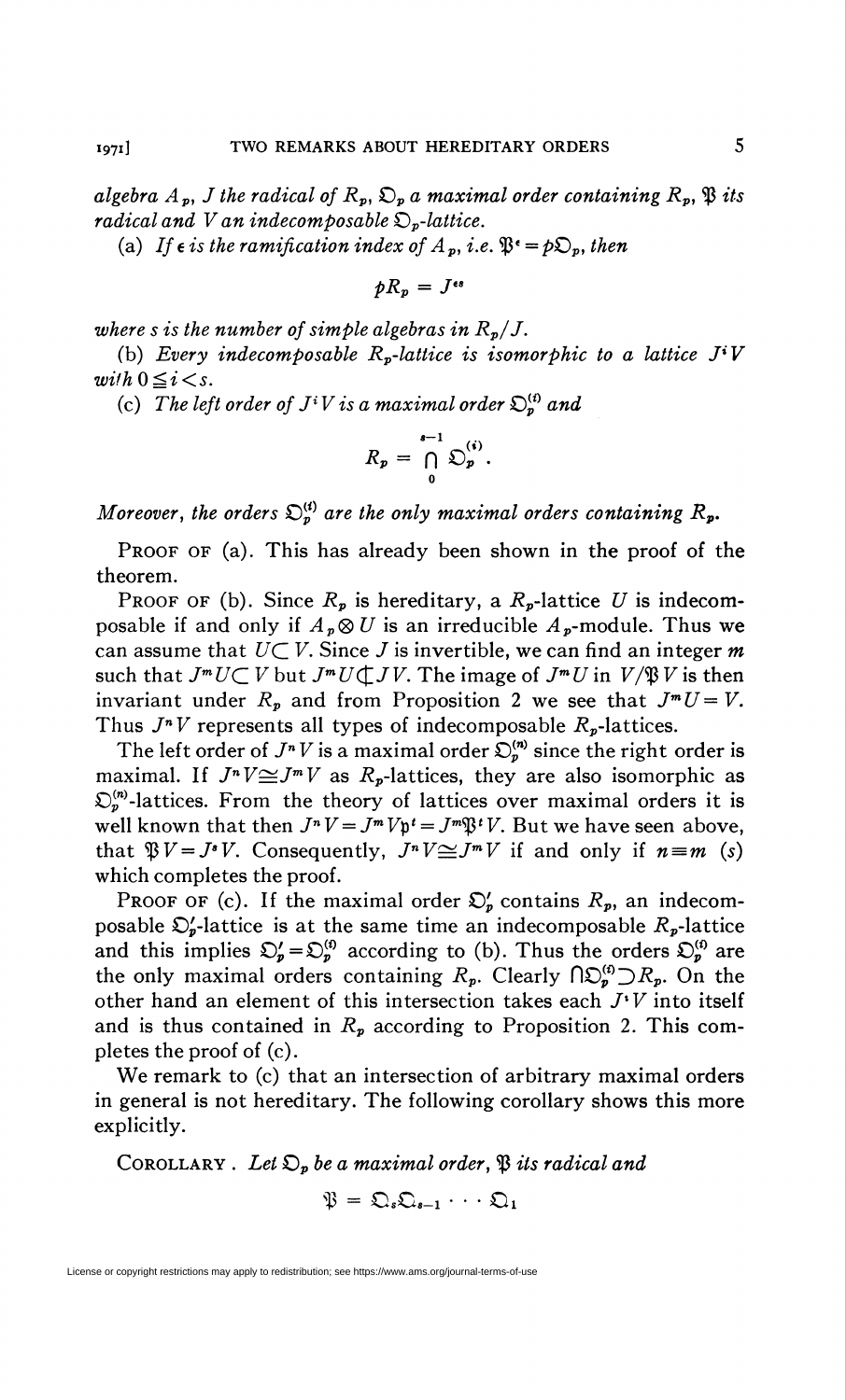*algebra $A_p$, $J$ the radical of $R_p$, $\mathfrak{O}_p$ a maximal order containing $R_p$, $\mathfrak{P}$ its radical and $V$ an indecomposable $\mathfrak{O}_p$-lattice.*

(a) *If $\epsilon$ is the ramification index of $A_p$, i.e. $\mathfrak{P}^\epsilon = p\mathfrak{O}_p$, then*

$$pR_p = J^{\epsilon s}$$

*where $s$ is the number of simple algebras in $R_p/J$.*

(b) *Every indecomposable $R_p$-lattice is isomorphic to a lattice $J^iV$ with $0 \leq i < s$.*

(c) *The left order of $J^iV$ is a maximal order $\mathfrak{O}_p^{(i)}$ and*

$$R_p = \bigcap_0^{s-1} \mathfrak{O}_p^{(i)}.$$

*Moreover, the orders $\mathfrak{O}_p^{(i)}$ are the only maximal orders containing $R_p$.*

PROOF OF (a). This has already been shown in the proof of the theorem.

PROOF OF (b). Since $R_p$ is hereditary, a $R_p$-lattice $U$ is indecomposable if and only if $A_p \otimes U$ is an irreducible $A_p$-module. Thus we can assume that $U \subset V$. Since $J$ is invertible, we can find an integer $m$ such that $J^m U \subset V$ but $J^m U \not\subset JV$. The image of $J^m U$ in $V/\mathfrak{P}V$ is then invariant under $R_p$ and from Proposition 2 we see that $J^m U = V$. Thus $J^n V$ represents all types of indecomposable $R_p$-lattices.

The left order of $J^n V$ is a maximal order $\mathfrak{O}_p^{(n)}$ since the right order is maximal. If $J^n V \cong J^m V$ as $R_p$-lattices, they are also isomorphic as $\mathfrak{O}_p^{(n)}$-lattices. From the theory of lattices over maximal orders it is well known that then $J^n V = J^m V \mathfrak{p}^t = J^m \mathfrak{P}^t V$. But we have seen above, that $\mathfrak{P}V = J^s V$. Consequently, $J^n V \cong J^m V$ if and only if $n \equiv m$ $(s)$ which completes the proof.

PROOF OF (c). If the maximal order $\mathfrak{O}_p'$ contains $R_p$, an indecomposable $\mathfrak{O}_p'$-lattice is at the same time an indecomposable $R_p$-lattice and this implies $\mathfrak{O}_p' = \mathfrak{O}_p^{(i)}$ according to (b). Thus the orders $\mathfrak{O}_p^{(i)}$ are the only maximal orders containing $R_p$. Clearly $\bigcap \mathfrak{O}_p^{(i)} \supset R_p$. On the other hand an element of this intersection takes each $J^i V$ into itself and is thus contained in $R_p$ according to Proposition 2. This completes the proof of (c).

We remark to (c) that an intersection of arbitrary maximal orders in general is not hereditary. The following corollary shows this more explicitly.

COROLLARY. *Let $\mathfrak{O}_p$ be a maximal order, $\mathfrak{P}$ its radical and*

$$\mathfrak{P} = \mathfrak{Q}_s \mathfrak{Q}_{s-1} \cdots \mathfrak{Q}_1$$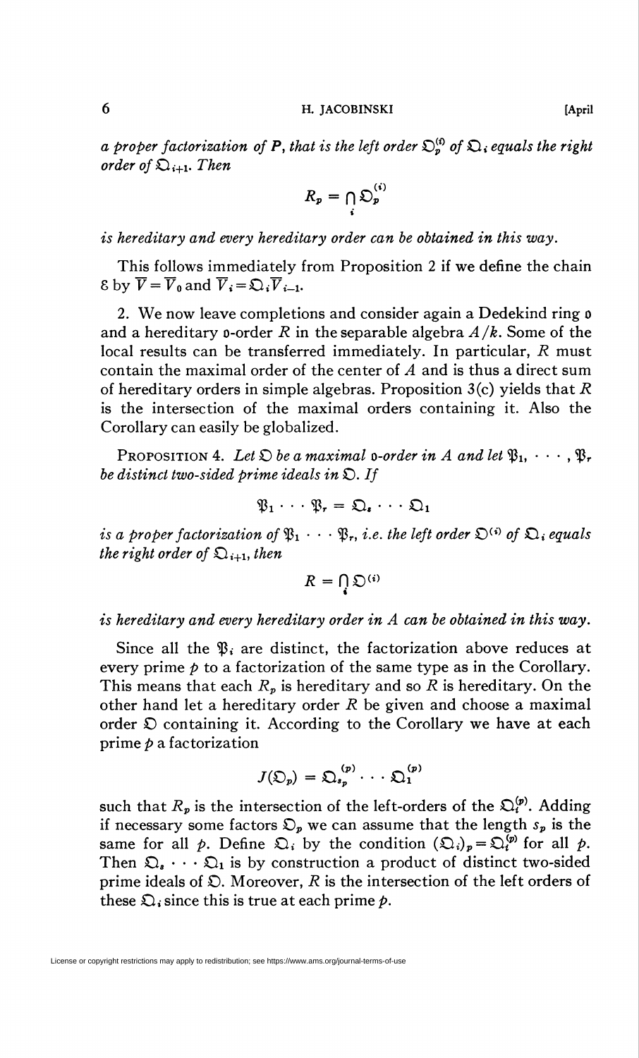*a proper factorization of $P$, that is the left order $\mathfrak{O}_p^{(i)}$ of $\mathfrak{Q}_i$ equals the right order of $\mathfrak{Q}_{i+1}$. Then*

$$R_p = \bigcap_i \mathfrak{O}_p^{(i)}$$

*is hereditary and every hereditary order can be obtained in this way.*

This follows immediately from Proposition 2 if we define the chain $\mathcal{E}$ by $\overline{V} = \overline{V}_0$ and $\overline{V}_i = \mathfrak{Q}_i \overline{V}_{i-1}$.

2. We now leave completions and consider again a Dedekind ring $\mathfrak{o}$ and a hereditary $\mathfrak{o}$-order $R$ in the separable algebra $A/k$. Some of the local results can be transferred immediately. In particular, $R$ must contain the maximal order of the center of $A$ and is thus a direct sum of hereditary orders in simple algebras. Proposition 3(c) yields that $R$ is the intersection of the maximal orders containing it. Also the Corollary can easily be globalized.

Proposition 4. *Let $\mathfrak{O}$ be a maximal $\mathfrak{o}$-order in $A$ and let $\mathfrak{P}_1, \cdots, \mathfrak{P}_r$ be distinct two-sided prime ideals in $\mathfrak{O}$. If*

$$\mathfrak{P}_1 \cdots \mathfrak{P}_r = \mathfrak{Q}_s \cdots \mathfrak{Q}_1$$

*is a proper factorization of $\mathfrak{P}_1 \cdots \mathfrak{P}_r$, i.e. the left order $\mathfrak{O}^{(i)}$ of $\mathfrak{Q}_i$ equals the right order of $\mathfrak{Q}_{i+1}$, then*

$$R = \bigcap_i \mathfrak{O}^{(i)}$$

*is hereditary and every hereditary order in $A$ can be obtained in this way.*

Since all the $\mathfrak{P}_i$ are distinct, the factorization above reduces at every prime $p$ to a factorization of the same type as in the Corollary. This means that each $R_p$ is hereditary and so $R$ is hereditary. On the other hand let a hereditary order $R$ be given and choose a maximal order $\mathfrak{O}$ containing it. According to the Corollary we have at each prime $p$ a factorization

$$J(\mathfrak{O}_p) = \mathfrak{Q}_{s_p}^{(p)} \cdots \mathfrak{Q}_1^{(p)}$$

such that $R_p$ is the intersection of the left-orders of the $\mathfrak{Q}_i^{(p)}$. Adding if necessary some factors $\mathfrak{O}_p$ we can assume that the length $s_p$ is the same for all $p$. Define $\mathfrak{Q}_i$ by the condition $(\mathfrak{Q}_i)_p = \mathfrak{Q}_i^{(p)}$ for all $p$. Then $\mathfrak{Q}_s \cdots \mathfrak{Q}_1$ is by construction a product of distinct two-sided prime ideals of $\mathfrak{O}$. Moreover, $R$ is the intersection of the left orders of these $\mathfrak{Q}_i$ since this is true at each prime $p$.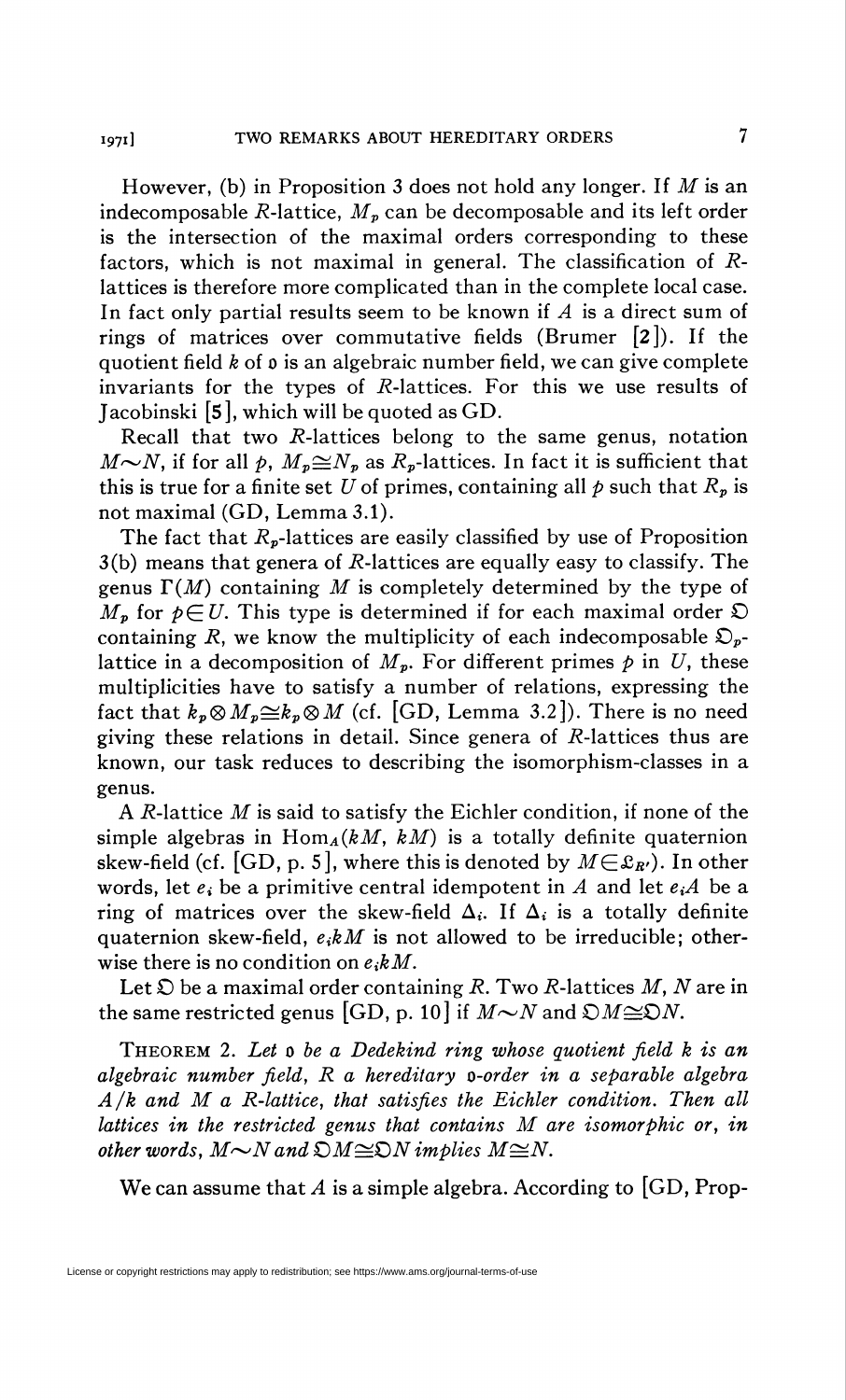However, (b) in Proposition 3 does not hold any longer. If $M$ is an indecomposable $R$-lattice, $M_p$ can be decomposable and its left order is the intersection of the maximal orders corresponding to these factors, which is not maximal in general. The classification of $R$-lattices is therefore more complicated than in the complete local case. In fact only partial results seem to be known if $A$ is a direct sum of rings of matrices over commutative fields (Brumer [2]). If the quotient field $k$ of $\mathfrak{o}$ is an algebraic number field, we can give complete invariants for the types of $R$-lattices. For this we use results of Jacobinski [5], which will be quoted as GD.

Recall that two $R$-lattices belong to the same genus, notation $M \sim N$, if for all $p$, $M_p \cong N_p$ as $R_p$-lattices. In fact it is sufficient that this is true for a finite set $U$ of primes, containing all $p$ such that $R_p$ is not maximal (GD, Lemma 3.1).

The fact that $R_p$-lattices are easily classified by use of Proposition 3(b) means that genera of $R$-lattices are equally easy to classify. The genus $\Gamma(M)$ containing $M$ is completely determined by the type of $M_p$ for $p \in U$. This type is determined if for each maximal order $\mathfrak{O}$ containing $R$, we know the multiplicity of each indecomposable $\mathfrak{O}_p$-lattice in a decomposition of $M_p$. For different primes $p$ in $U$, these multiplicities have to satisfy a number of relations, expressing the fact that $k_p \otimes M_p \cong k_p \otimes M$ (cf. [GD, Lemma 3.2]). There is no need giving these relations in detail. Since genera of $R$-lattices thus are known, our task reduces to describing the isomorphism-classes in a genus.

A $R$-lattice $M$ is said to satisfy the Eichler condition, if none of the simple algebras in $\operatorname{Hom}_A(kM, kM)$ is a totally definite quaternion skew-field (cf. [GD, p. 5], where this is denoted by $M \in \mathfrak{L}_{R'}$). In other words, let $e_i$ be a primitive central idempotent in $A$ and let $e_iA$ be a ring of matrices over the skew-field $\Delta_i$. If $\Delta_i$ is a totally definite quaternion skew-field, $e_ikM$ is not allowed to be irreducible; otherwise there is no condition on $e_ikM$.

Let $\mathfrak{O}$ be a maximal order containing $R$. Two $R$-lattices $M$, $N$ are in the same restricted genus [GD, p. 10] if $M \sim N$ and $\mathfrak{O}M \cong \mathfrak{O}N$.

**Theorem 2.** *Let $\mathfrak{o}$ be a Dedekind ring whose quotient field $k$ is an algebraic number field, $R$ a hereditary $\mathfrak{o}$-order in a separable algebra $A/k$ and $M$ a $R$-lattice, that satisfies the Eichler condition. Then all lattices in the restricted genus that contains $M$ are isomorphic or, in other words, $M \sim N$ and $\mathfrak{O}M \cong \mathfrak{O}N$ implies $M \cong N$.*

We can assume that $A$ is a simple algebra. According to [GD, Prop-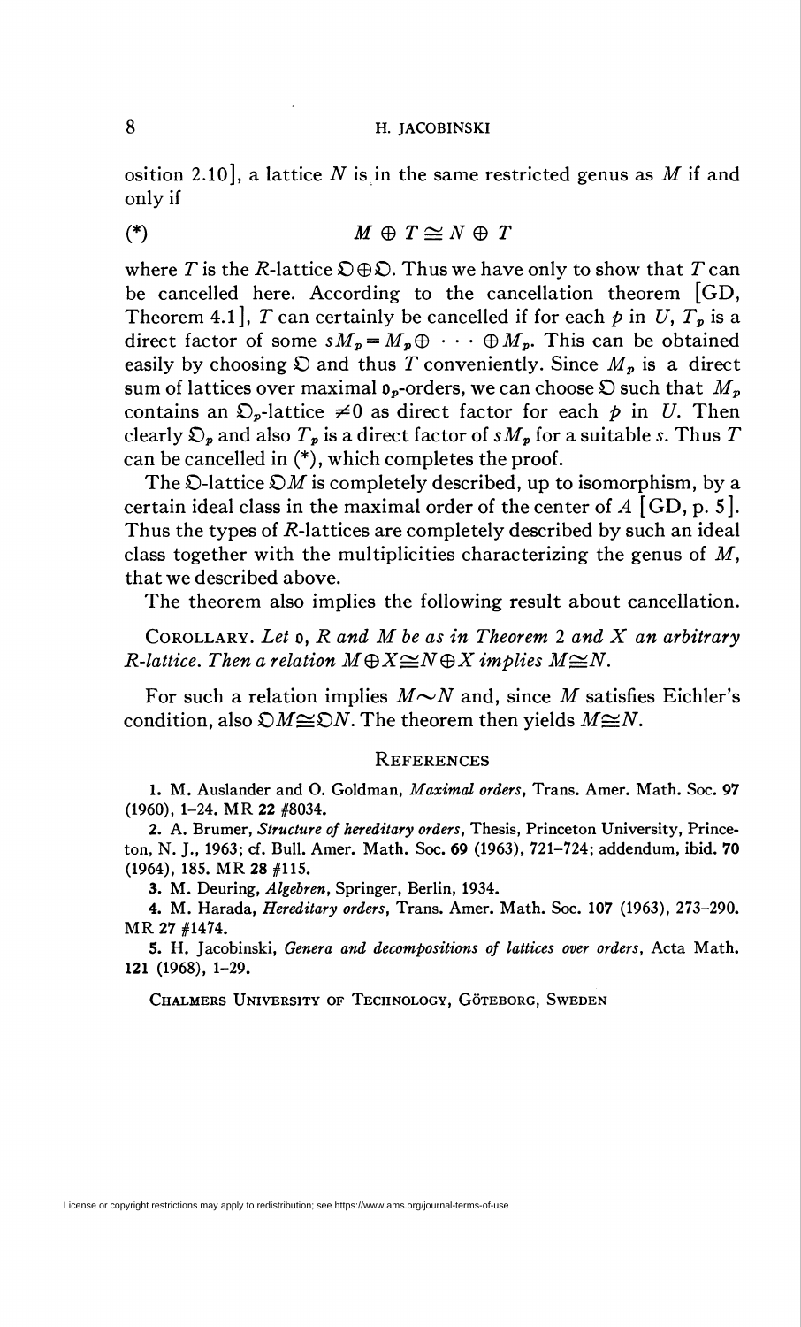osition 2.10], a lattice $N$ is in the same restricted genus as $M$ if and only if

$$(*) \qquad M \oplus T \cong N \oplus T$$

where $T$ is the $R$-lattice $\mathfrak{D} \oplus \mathfrak{D}$. Thus we have only to show that $T$ can be cancelled here. According to the cancellation theorem [GD, Theorem 4.1], $T$ can certainly be cancelled if for each $p$ in $U$, $T_p$ is a direct factor of some $sM_p = M_p \oplus \cdots \oplus M_p$. This can be obtained easily by choosing $\mathfrak{D}$ and thus $T$ conveniently. Since $M_p$ is a direct sum of lattices over maximal $\mathfrak{o}_p$-orders, we can choose $\mathfrak{D}$ such that $M_p$ contains an $\mathfrak{D}_p$-lattice $\neq 0$ as direct factor for each $p$ in $U$. Then clearly $\mathfrak{D}_p$ and also $T_p$ is a direct factor of $sM_p$ for a suitable $s$. Thus $T$ can be cancelled in (*), which completes the proof.

The $\mathfrak{D}$-lattice $\mathfrak{D}M$ is completely described, up to isomorphism, by a certain ideal class in the maximal order of the center of $A$ [GD, p. 5]. Thus the types of $R$-lattices are completely described by such an ideal class together with the multiplicities characterizing the genus of $M$, that we described above.

The theorem also implies the following result about cancellation.

COROLLARY. *Let $\mathfrak{o}$, $R$ and $M$ be as in Theorem 2 and $X$ an arbitrary $R$-lattice. Then a relation $M \oplus X \cong N \oplus X$ implies $M \cong N$.*

For such a relation implies $M \sim N$ and, since $M$ satisfies Eichler's condition, also $\mathfrak{D}M \cong \mathfrak{D}N$. The theorem then yields $M \cong N$.

## REFERENCES

1. M. Auslander and O. Goldman, *Maximal orders*, Trans. Amer. Math. Soc. **97** (1960), 1–24. MR **22** #8034.

2. A. Brumer, *Structure of hereditary orders*, Thesis, Princeton University, Princeton, N. J., 1963; cf. Bull. Amer. Math. Soc. **69** (1963), 721–724; addendum, ibid. **70** (1964), 185. MR **28** #115.

3. M. Deuring, *Algebren*, Springer, Berlin, 1934.

4. M. Harada, *Hereditary orders*, Trans. Amer. Math. Soc. **107** (1963), 273–290. MR **27** #1474.

5. H. Jacobinski, *Genera and decompositions of lattices over orders*, Acta Math. **121** (1968), 1–29.

CHALMERS UNIVERSITY OF TECHNOLOGY, GÖTEBORG, SWEDEN